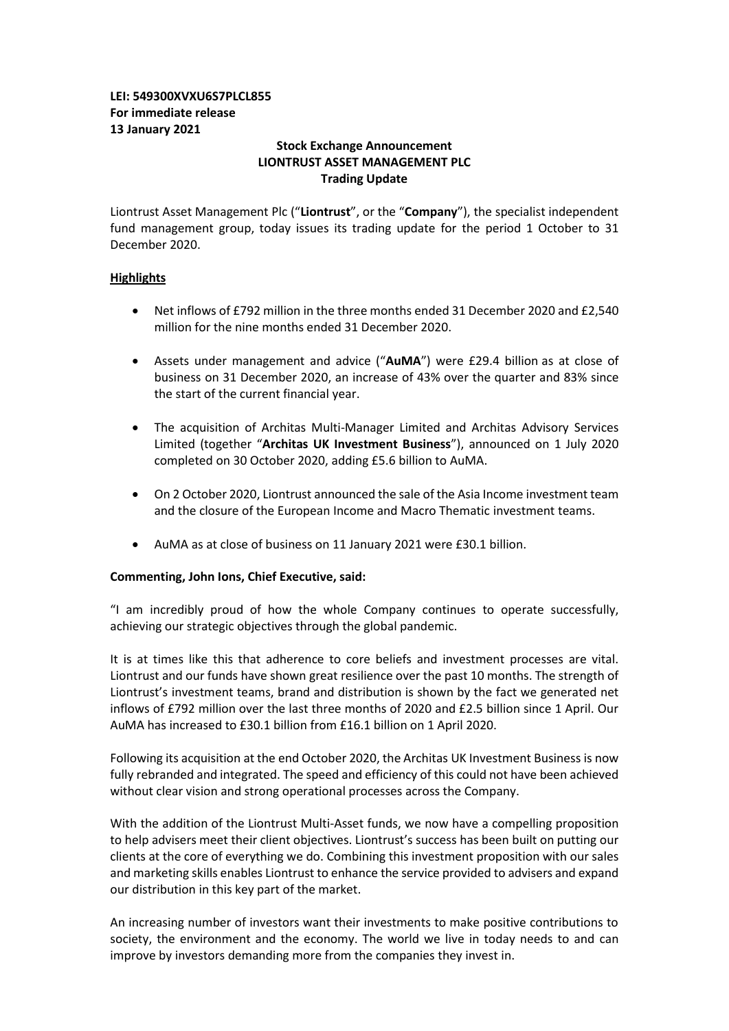**LEI: 549300XVXU6S7PLCL855**
**For immediate release**
**13 January 2021**

**Stock Exchange Announcement**
**LIONTRUST ASSET MANAGEMENT PLC**
**Trading Update**

Liontrust Asset Management Plc ("**Liontrust**", or the "**Company**"), the specialist independent fund management group, today issues its trading update for the period 1 October to 31 December 2020.

**Highlights**

- Net inflows of £792 million in the three months ended 31 December 2020 and £2,540 million for the nine months ended 31 December 2020.
- Assets under management and advice ("**AuMA**") were £29.4 billion as at close of business on 31 December 2020, an increase of 43% over the quarter and 83% since the start of the current financial year.
- The acquisition of Architas Multi-Manager Limited and Architas Advisory Services Limited (together "**Architas UK Investment Business**"), announced on 1 July 2020 completed on 30 October 2020, adding £5.6 billion to AuMA.
- On 2 October 2020, Liontrust announced the sale of the Asia Income investment team and the closure of the European Income and Macro Thematic investment teams.
- AuMA as at close of business on 11 January 2021 were £30.1 billion.

**Commenting, John Ions, Chief Executive, said:**

"I am incredibly proud of how the whole Company continues to operate successfully, achieving our strategic objectives through the global pandemic.

It is at times like this that adherence to core beliefs and investment processes are vital. Liontrust and our funds have shown great resilience over the past 10 months. The strength of Liontrust's investment teams, brand and distribution is shown by the fact we generated net inflows of £792 million over the last three months of 2020 and £2.5 billion since 1 April. Our AuMA has increased to £30.1 billion from £16.1 billion on 1 April 2020.

Following its acquisition at the end October 2020, the Architas UK Investment Business is now fully rebranded and integrated. The speed and efficiency of this could not have been achieved without clear vision and strong operational processes across the Company.

With the addition of the Liontrust Multi-Asset funds, we now have a compelling proposition to help advisers meet their client objectives. Liontrust's success has been built on putting our clients at the core of everything we do. Combining this investment proposition with our sales and marketing skills enables Liontrust to enhance the service provided to advisers and expand our distribution in this key part of the market.

An increasing number of investors want their investments to make positive contributions to society, the environment and the economy. The world we live in today needs to and can improve by investors demanding more from the companies they invest in.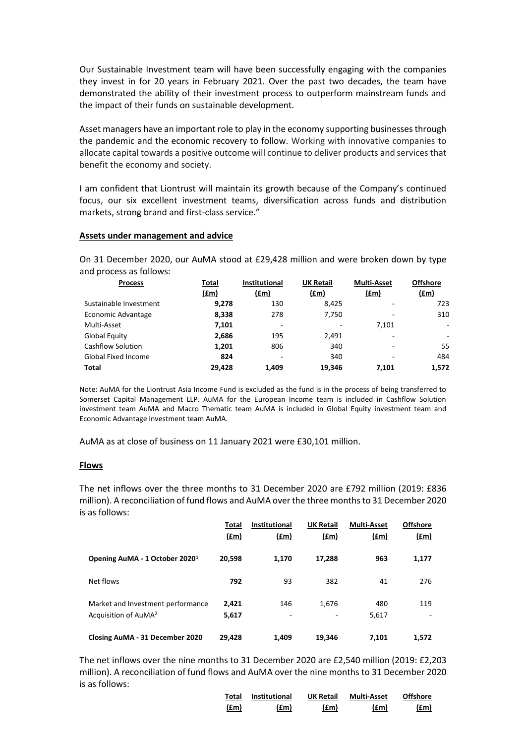Our Sustainable Investment team will have been successfully engaging with the companies they invest in for 20 years in February 2021. Over the past two decades, the team have demonstrated the ability of their investment process to outperform mainstream funds and the impact of their funds on sustainable development.

Asset managers have an important role to play in the economy supporting businesses through the pandemic and the economic recovery to follow. Working with innovative companies to allocate capital towards a positive outcome will continue to deliver products and services that benefit the economy and society.

I am confident that Liontrust will maintain its growth because of the Company's continued focus, our six excellent investment teams, diversification across funds and distribution markets, strong brand and first-class service."

**Assets under management and advice**

On 31 December 2020, our AuMA stood at £29,428 million and were broken down by type and process as follows:

| Process | Total (£m) | Institutional (£m) | UK Retail (£m) | Multi-Asset (£m) | Offshore (£m) |
|---|---|---|---|---|---|
| Sustainable Investment | **9,278** | 130 | 8,425 | - | 723 |
| Economic Advantage | **8,338** | 278 | 7,750 | - | 310 |
| Multi-Asset | **7,101** | - | - | 7,101 | - |
| Global Equity | **2,686** | 195 | 2,491 | - | - |
| Cashflow Solution | **1,201** | 806 | 340 | - | 55 |
| Global Fixed Income | **824** | - | 340 | - | 484 |
| **Total** | **29,428** | **1,409** | **19,346** | **7,101** | **1,572** |

Note: AuMA for the Liontrust Asia Income Fund is excluded as the fund is in the process of being transferred to Somerset Capital Management LLP. AuMA for the European Income team is included in Cashflow Solution investment team AuMA and Macro Thematic team AuMA is included in Global Equity investment team and Economic Advantage investment team AuMA.

AuMA as at close of business on 11 January 2021 were £30,101 million.

**Flows**

The net inflows over the three months to 31 December 2020 are £792 million (2019: £836 million). A reconciliation of fund flows and AuMA over the three months to 31 December 2020 is as follows:

| | Total (£m) | Institutional (£m) | UK Retail (£m) | Multi-Asset (£m) | Offshore (£m) |
|---|---|---|---|---|---|
| **Opening AuMA - 1 October 2020[1]** | **20,598** | **1,170** | **17,288** | **963** | **1,177** |
| Net flows | **792** | 93 | 382 | 41 | 276 |
| Market and Investment performance | **2,421** | 146 | 1,676 | 480 | 119 |
| Acquisition of AuMA[2] | **5,617** | - | - | 5,617 | - |
| **Closing AuMA - 31 December 2020** | **29,428** | **1,409** | **19,346** | **7,101** | **1,572** |

The net inflows over the nine months to 31 December 2020 are £2,540 million (2019: £2,203 million). A reconciliation of fund flows and AuMA over the nine months to 31 December 2020 is as follows:

| | Total (£m) | Institutional (£m) | UK Retail (£m) | Multi-Asset (£m) | Offshore (£m) |
|---|---|---|---|---|---|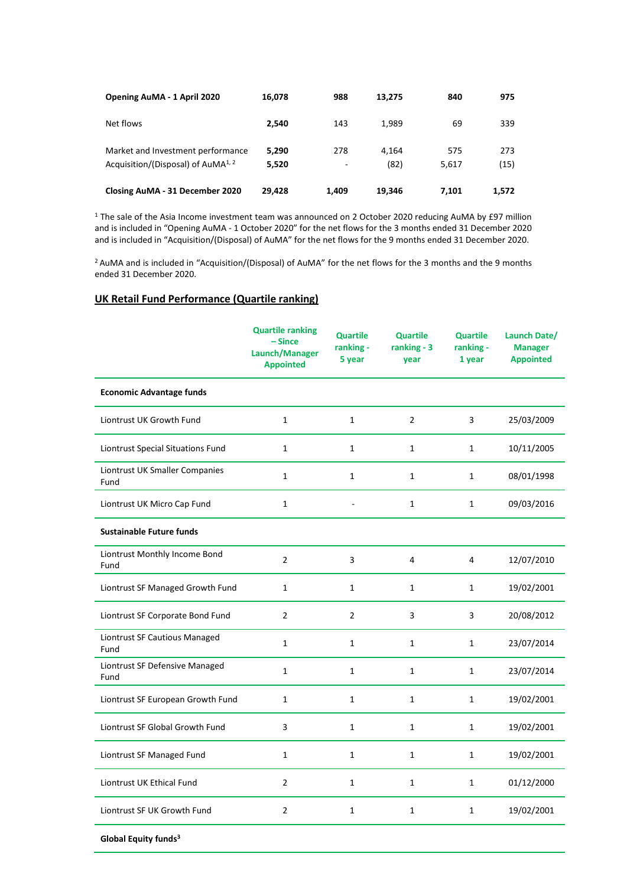| | | | | | |
|---|---|---|---|---|---|
| **Opening AuMA - 1 April 2020** | **16,078** | **988** | **13,275** | **840** | **975** |
| Net flows | **2,540** | 143 | 1,989 | 69 | 339 |
| Market and Investment performance | **5,290** | 278 | 4,164 | 575 | 273 |
| Acquisition/(Disposal) of AuMA[1, 2] | **5,520** | - | (82) | 5,617 | (15) |
| **Closing AuMA - 31 December 2020** | **29,428** | **1,409** | **19,346** | **7,101** | **1,572** |

[1] The sale of the Asia Income investment team was announced on 2 October 2020 reducing AuMA by £97 million and is included in "Opening AuMA - 1 October 2020" for the net flows for the 3 months ended 31 December 2020 and is included in "Acquisition/(Disposal) of AuMA" for the net flows for the 9 months ended 31 December 2020.

[2] AuMA and is included in "Acquisition/(Disposal) of AuMA" for the net flows for the 3 months and the 9 months ended 31 December 2020.

## UK Retail Fund Performance (Quartile ranking)

| | Quartile ranking – Since Launch/Manager Appointed | Quartile ranking - 5 year | Quartile ranking - 3 year | Quartile ranking - 1 year | Launch Date/ Manager Appointed |
|---|---|---|---|---|---|
| **Economic Advantage funds** | | | | | |
| Liontrust UK Growth Fund | 1 | 1 | 2 | 3 | 25/03/2009 |
| Liontrust Special Situations Fund | 1 | 1 | 1 | 1 | 10/11/2005 |
| Liontrust UK Smaller Companies Fund | 1 | 1 | 1 | 1 | 08/01/1998 |
| Liontrust UK Micro Cap Fund | 1 | - | 1 | 1 | 09/03/2016 |
| **Sustainable Future funds** | | | | | |
| Liontrust Monthly Income Bond Fund | 2 | 3 | 4 | 4 | 12/07/2010 |
| Liontrust SF Managed Growth Fund | 1 | 1 | 1 | 1 | 19/02/2001 |
| Liontrust SF Corporate Bond Fund | 2 | 2 | 3 | 3 | 20/08/2012 |
| Liontrust SF Cautious Managed Fund | 1 | 1 | 1 | 1 | 23/07/2014 |
| Liontrust SF Defensive Managed Fund | 1 | 1 | 1 | 1 | 23/07/2014 |
| Liontrust SF European Growth Fund | 1 | 1 | 1 | 1 | 19/02/2001 |
| Liontrust SF Global Growth Fund | 3 | 1 | 1 | 1 | 19/02/2001 |
| Liontrust SF Managed Fund | 1 | 1 | 1 | 1 | 19/02/2001 |
| Liontrust UK Ethical Fund | 2 | 1 | 1 | 1 | 01/12/2000 |
| Liontrust SF UK Growth Fund | 2 | 1 | 1 | 1 | 19/02/2001 |
| **Global Equity funds[3]** | | | | | |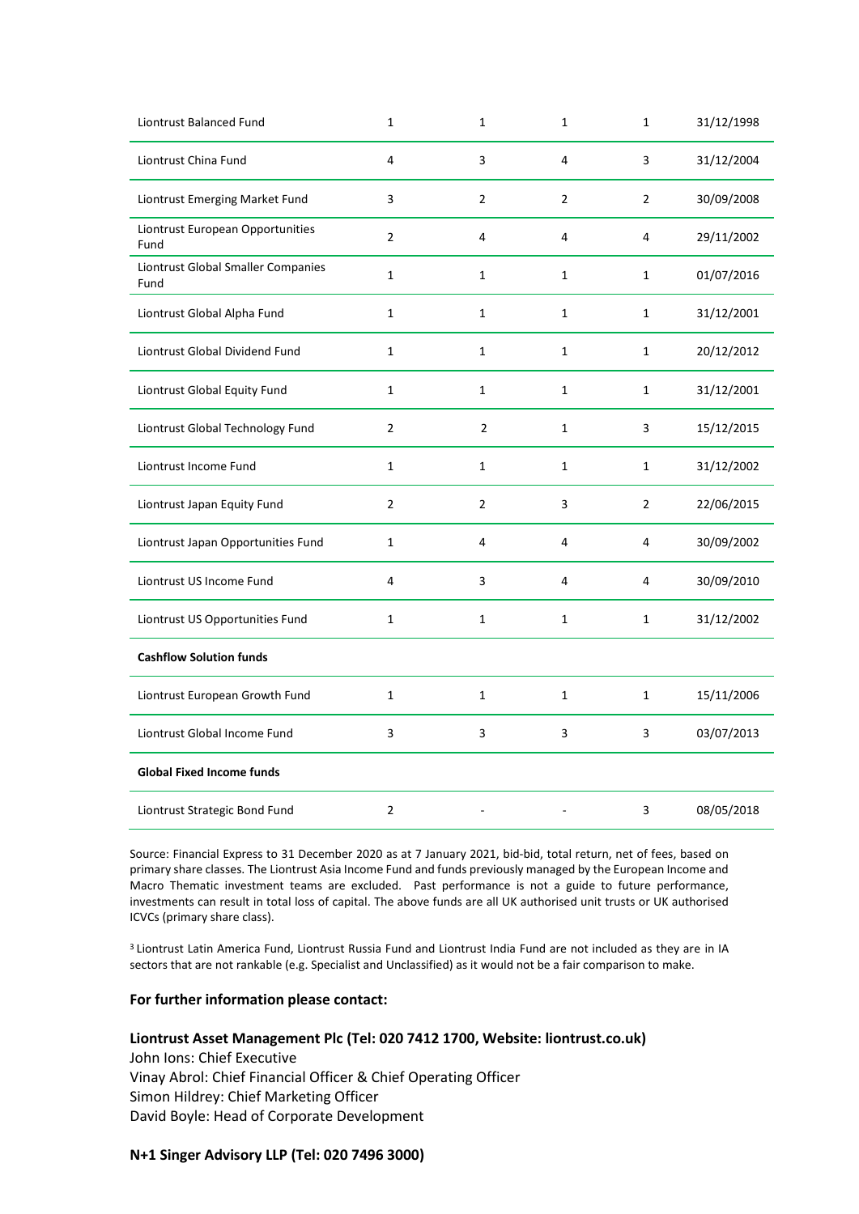| | | | | | |
|---|---|---|---|---|---|
| Liontrust Balanced Fund | 1 | 1 | 1 | 1 | 31/12/1998 |
| Liontrust China Fund | 4 | 3 | 4 | 3 | 31/12/2004 |
| Liontrust Emerging Market Fund | 3 | 2 | 2 | 2 | 30/09/2008 |
| Liontrust European Opportunities Fund | 2 | 4 | 4 | 4 | 29/11/2002 |
| Liontrust Global Smaller Companies Fund | 1 | 1 | 1 | 1 | 01/07/2016 |
| Liontrust Global Alpha Fund | 1 | 1 | 1 | 1 | 31/12/2001 |
| Liontrust Global Dividend Fund | 1 | 1 | 1 | 1 | 20/12/2012 |
| Liontrust Global Equity Fund | 1 | 1 | 1 | 1 | 31/12/2001 |
| Liontrust Global Technology Fund | 2 | 2 | 1 | 3 | 15/12/2015 |
| Liontrust Income Fund | 1 | 1 | 1 | 1 | 31/12/2002 |
| Liontrust Japan Equity Fund | 2 | 2 | 3 | 2 | 22/06/2015 |
| Liontrust Japan Opportunities Fund | 1 | 4 | 4 | 4 | 30/09/2002 |
| Liontrust US Income Fund | 4 | 3 | 4 | 4 | 30/09/2010 |
| Liontrust US Opportunities Fund | 1 | 1 | 1 | 1 | 31/12/2002 |
| **Cashflow Solution funds** | | | | | |
| Liontrust European Growth Fund | 1 | 1 | 1 | 1 | 15/11/2006 |
| Liontrust Global Income Fund | 3 | 3 | 3 | 3 | 03/07/2013 |
| **Global Fixed Income funds** | | | | | |
| Liontrust Strategic Bond Fund | 2 | - | - | 3 | 08/05/2018 |

Source: Financial Express to 31 December 2020 as at 7 January 2021, bid-bid, total return, net of fees, based on primary share classes. The Liontrust Asia Income Fund and funds previously managed by the European Income and Macro Thematic investment teams are excluded. Past performance is not a guide to future performance, investments can result in total loss of capital. The above funds are all UK authorised unit trusts or UK authorised ICVCs (primary share class).

[3] Liontrust Latin America Fund, Liontrust Russia Fund and Liontrust India Fund are not included as they are in IA sectors that are not rankable (e.g. Specialist and Unclassified) as it would not be a fair comparison to make.

**For further information please contact:**

**Liontrust Asset Management Plc (Tel: 020 7412 1700, Website: liontrust.co.uk)**
John Ions: Chief Executive
Vinay Abrol: Chief Financial Officer & Chief Operating Officer
Simon Hildrey: Chief Marketing Officer
David Boyle: Head of Corporate Development

**N+1 Singer Advisory LLP (Tel: 020 7496 3000)**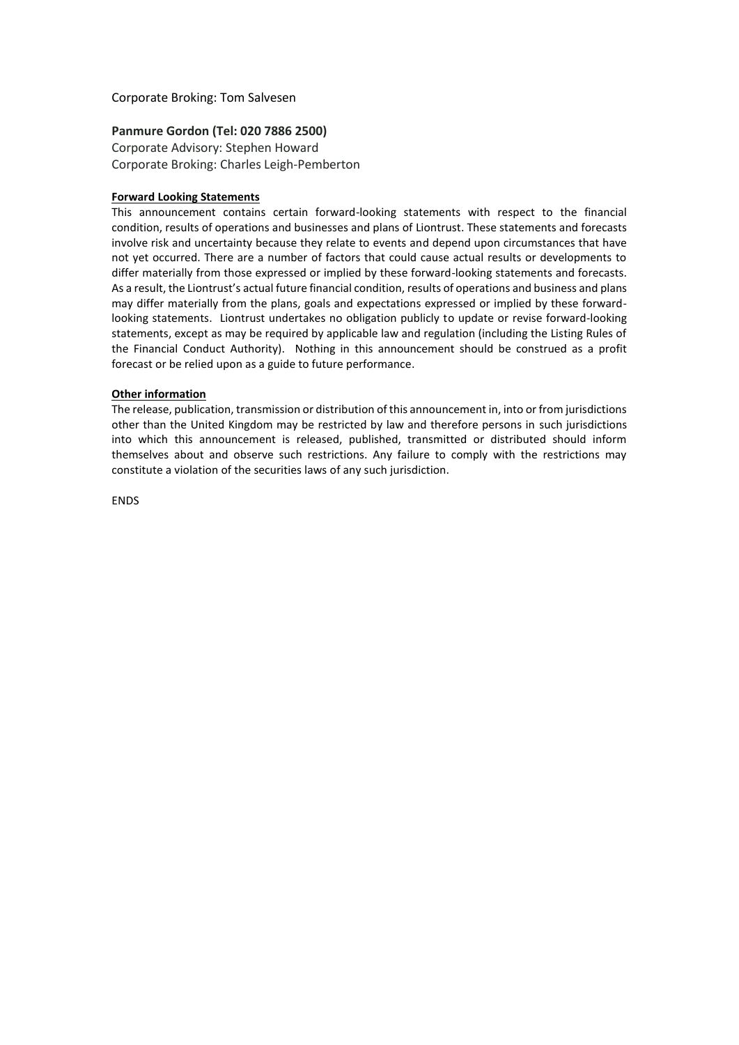Corporate Broking: Tom Salvesen

**Panmure Gordon (Tel: 020 7886 2500)**
Corporate Advisory: Stephen Howard
Corporate Broking: Charles Leigh-Pemberton

**Forward Looking Statements**

This announcement contains certain forward-looking statements with respect to the financial condition, results of operations and businesses and plans of Liontrust. These statements and forecasts involve risk and uncertainty because they relate to events and depend upon circumstances that have not yet occurred. There are a number of factors that could cause actual results or developments to differ materially from those expressed or implied by these forward-looking statements and forecasts. As a result, the Liontrust's actual future financial condition, results of operations and business and plans may differ materially from the plans, goals and expectations expressed or implied by these forward-looking statements. Liontrust undertakes no obligation publicly to update or revise forward-looking statements, except as may be required by applicable law and regulation (including the Listing Rules of the Financial Conduct Authority). Nothing in this announcement should be construed as a profit forecast or be relied upon as a guide to future performance.

**Other information**

The release, publication, transmission or distribution of this announcement in, into or from jurisdictions other than the United Kingdom may be restricted by law and therefore persons in such jurisdictions into which this announcement is released, published, transmitted or distributed should inform themselves about and observe such restrictions. Any failure to comply with the restrictions may constitute a violation of the securities laws of any such jurisdiction.

ENDS